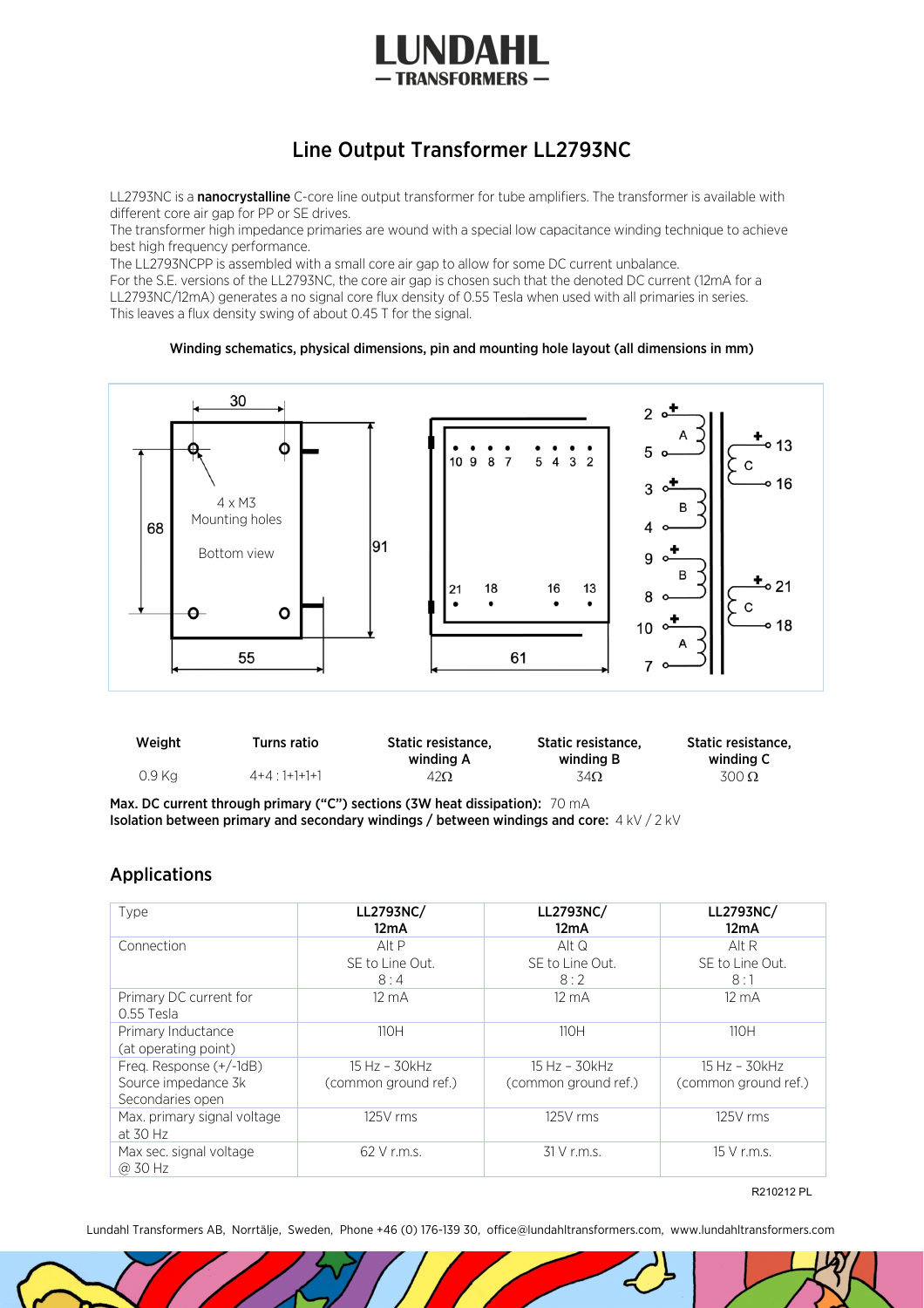# LUNDAHL
— TRANSFORMERS —

## Line Output Transformer LL2793NC

LL2793NC is a **nanocrystalline** C-core line output transformer for tube amplifiers. The transformer is available with different core air gap for PP or SE drives.
The transformer high impedance primaries are wound with a special low capacitance winding technique to achieve best high frequency performance.
The LL2793NCPP is assembled with a small core air gap to allow for some DC current unbalance.
For the S.E. versions of the LL2793NC, the core air gap is chosen such that the denoted DC current (12mA for a LL2793NC/12mA) generates a no signal core flux density of 0.55 Tesla when used with all primaries in series.
This leaves a flux density swing of about 0.45 T for the signal.

**Winding schematics, physical dimensions, pin and mounting hole layout (all dimensions in mm)**

30
4 x M3
Mounting holes
Bottom view
68
91
55
10 9 8 7 5 4 3 2
21 18 16 13
61
2 + A 5
3 + B 4
9 + B 8
10 + A 7
+ 13 C 16
+ 21 C 18

| Weight | Turns ratio | Static resistance, winding A | Static resistance, winding B | Static resistance, winding C |
|---|---|---|---|---|
| 0.9 Kg | 4+4 : 1+1+1+1 | 42Ω | 34Ω | 300 Ω |

**Max. DC current through primary ("C") sections (3W heat dissipation):** 70 mA
**Isolation between primary and secondary windings / between windings and core:** 4 kV / 2 kV

## Applications

| Type | LL2793NC/ 12mA | LL2793NC/ 12mA | LL2793NC/ 12mA |
|---|---|---|---|
| Connection | Alt P SE to Line Out. 8 : 4 | Alt Q SE to Line Out. 8 : 2 | Alt R SE to Line Out. 8 : 1 |
| Primary DC current for 0.55 Tesla | 12 mA | 12 mA | 12 mA |
| Primary Inductance (at operating point) | 110H | 110H | 110H |
| Freq. Response (+/-1dB) Source impedance 3k Secondaries open | 15 Hz – 30kHz (common ground ref.) | 15 Hz – 30kHz (common ground ref.) | 15 Hz – 30kHz (common ground ref.) |
| Max. primary signal voltage at 30 Hz | 125V rms | 125V rms | 125V rms |
| Max sec. signal voltage @ 30 Hz | 62 V r.m.s. | 31 V r.m.s. | 15 V r.m.s. |

R210212 PL

Lundahl Transformers AB, Norrtälje, Sweden, Phone +46 (0) 176-139 30, office@lundahltransformers.com, www.lundahltransformers.com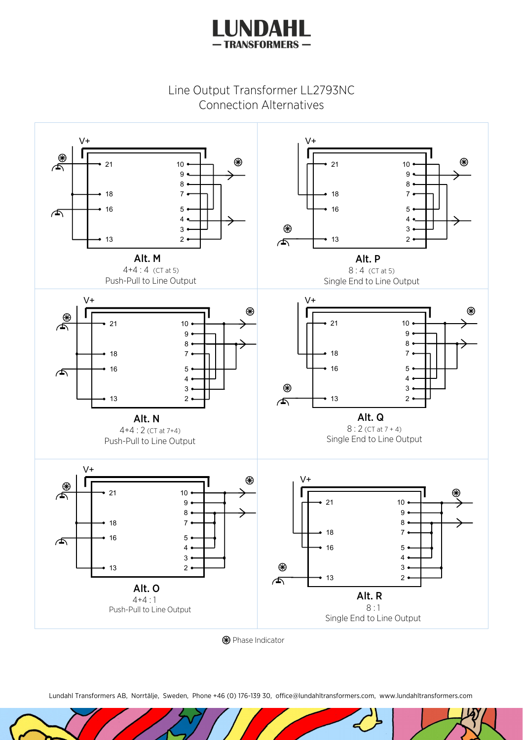# LUNDAHL
— TRANSFORMERS —

## Line Output Transformer LL2793NC
## Connection Alternatives

V+

21 18 16 13

10 9 8 7 5 4 3 2

**Alt. M**
4+4 : 4 (CT at 5)
Push-Pull to Line Output

V+

21 18 16 13

10 9 8 7 5 4 3 2

**Alt. P**
8 : 4 (CT at 5)
Single End to Line Output

V+

21 18 16 13

10 9 8 7 5 4 3 2

**Alt. N**
4+4 : 2 (CT at 7+4)
Push-Pull to Line Output

V+

21 18 16 13

10 9 8 7 5 4 3 2

**Alt. Q**
8 : 2 (CT at 7 + 4)
Single End to Line Output

V+

21 18 16 13

10 9 8 7 5 4 3 2

**Alt. O**
4+4 : 1
Push-Pull to Line Output

V+

21 18 16 13

10 9 8 7 5 4 3 2

**Alt. R**
8 : 1
Single End to Line Output

⊛ Phase Indicator

Lundahl Transformers AB, Norrtälje, Sweden, Phone +46 (0) 176-139 30, office@lundahltransformers.com, www.lundahltransformers.com